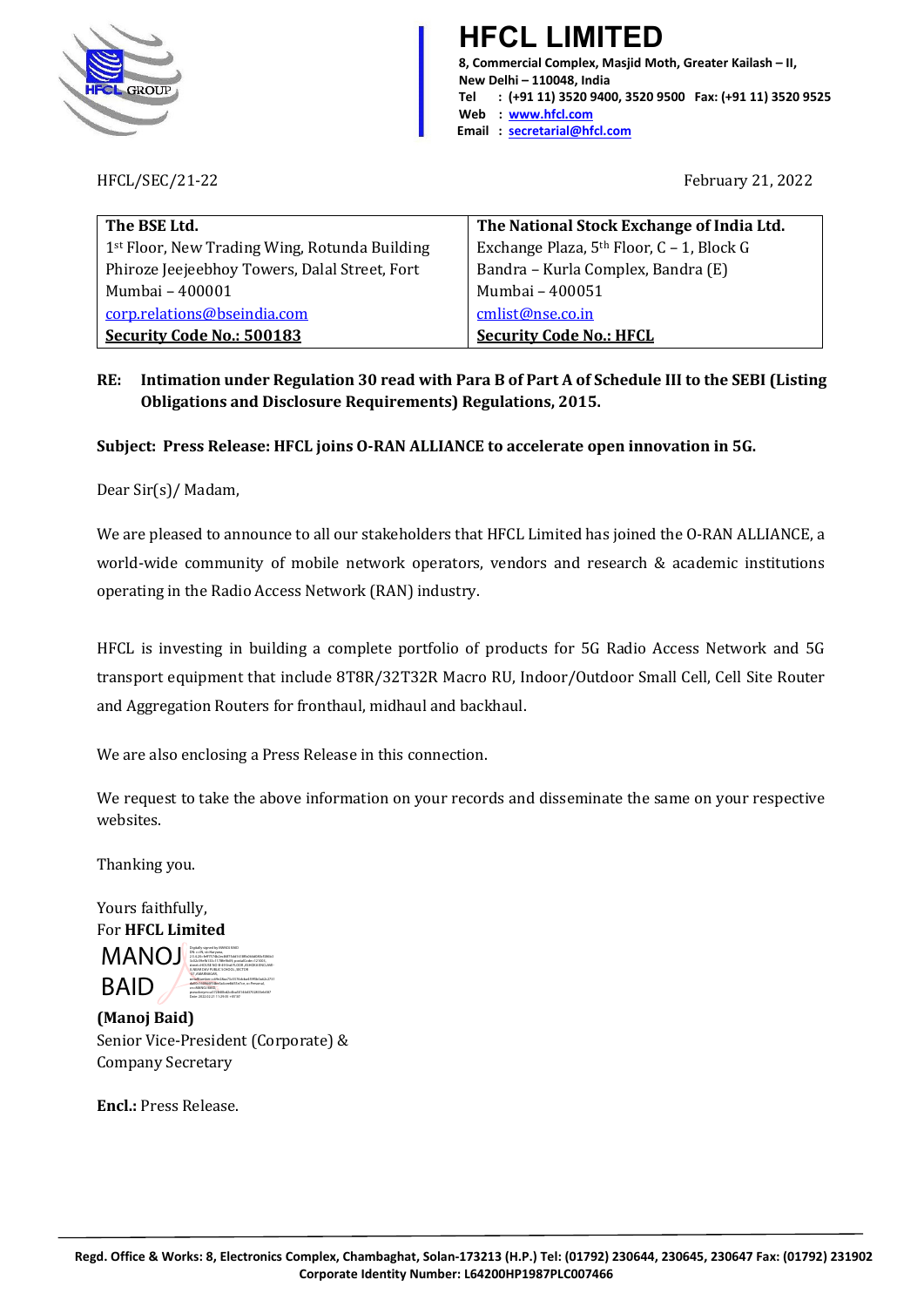# HFCL LIMITED

**8, Commercial Complex, Masjid Moth, Greater Kailash – II,**
**New Delhi – 110048, India**
**Tel : (+91 11) 3520 9400, 3520 9500 Fax: (+91 11) 3520 9525**
**Web : www.hfcl.com**
**Email : secretarial@hfcl.com**

HFCL/SEC/21-22

February 21, 2022

| **The BSE Ltd.** | **The National Stock Exchange of India Ltd.** |
|---|---|
| 1st Floor, New Trading Wing, Rotunda Building | Exchange Plaza, 5th Floor, C – 1, Block G |
| Phiroze Jeejeebhoy Towers, Dalal Street, Fort | Bandra – Kurla Complex, Bandra (E) |
| Mumbai – 400001 | Mumbai – 400051 |
| corp.relations@bseindia.com | cmlist@nse.co.in |
| **Security Code No.: 500183** | **Security Code No.: HFCL** |

**RE: Intimation under Regulation 30 read with Para B of Part A of Schedule III to the SEBI (Listing Obligations and Disclosure Requirements) Regulations, 2015.**

**Subject: Press Release: HFCL joins O-RAN ALLIANCE to accelerate open innovation in 5G.**

Dear Sir(s)/ Madam,

We are pleased to announce to all our stakeholders that HFCL Limited has joined the O-RAN ALLIANCE, a world-wide community of mobile network operators, vendors and research & academic institutions operating in the Radio Access Network (RAN) industry.

HFCL is investing in building a complete portfolio of products for 5G Radio Access Network and 5G transport equipment that include 8T8R/32T32R Macro RU, Indoor/Outdoor Small Cell, Cell Site Router and Aggregation Routers for fronthaul, midhaul and backhaul.

We are also enclosing a Press Release in this connection.

We request to take the above information on your records and disseminate the same on your respective websites.

Thanking you.

Yours faithfully,
For **HFCL Limited**

MANOJ BAID

**(Manoj Baid)**
Senior Vice-President (Corporate) &
Company Secretary

**Encl.:** Press Release.

**Regd. Office & Works: 8, Electronics Complex, Chambaghat, Solan-173213 (H.P.) Tel: (01792) 230644, 230645, 230647 Fax: (01792) 231902**
**Corporate Identity Number: L64200HP1987PLC007466**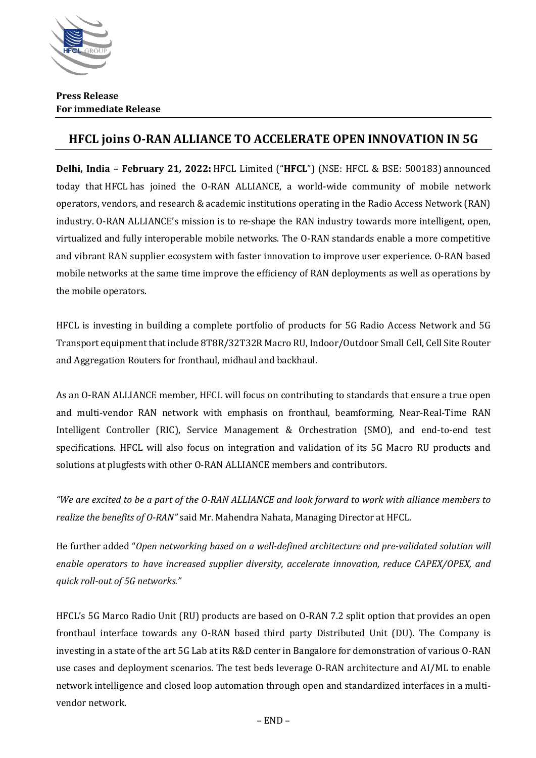**Press Release**
**For immediate Release**

# HFCL joins O-RAN ALLIANCE TO ACCELERATE OPEN INNOVATION IN 5G

**Delhi, India – February 21, 2022:** HFCL Limited ("**HFCL**") (NSE: HFCL & BSE: 500183) announced today that HFCL has joined the O-RAN ALLIANCE, a world-wide community of mobile network operators, vendors, and research & academic institutions operating in the Radio Access Network (RAN) industry. O-RAN ALLIANCE's mission is to re-shape the RAN industry towards more intelligent, open, virtualized and fully interoperable mobile networks. The O-RAN standards enable a more competitive and vibrant RAN supplier ecosystem with faster innovation to improve user experience. O-RAN based mobile networks at the same time improve the efficiency of RAN deployments as well as operations by the mobile operators.

HFCL is investing in building a complete portfolio of products for 5G Radio Access Network and 5G Transport equipment that include 8T8R/32T32R Macro RU, Indoor/Outdoor Small Cell, Cell Site Router and Aggregation Routers for fronthaul, midhaul and backhaul.

As an O-RAN ALLIANCE member, HFCL will focus on contributing to standards that ensure a true open and multi-vendor RAN network with emphasis on fronthaul, beamforming, Near-Real-Time RAN Intelligent Controller (RIC), Service Management & Orchestration (SMO), and end-to-end test specifications. HFCL will also focus on integration and validation of its 5G Macro RU products and solutions at plugfests with other O-RAN ALLIANCE members and contributors.

*"We are excited to be a part of the O-RAN ALLIANCE and look forward to work with alliance members to realize the benefits of O-RAN"* said Mr. Mahendra Nahata, Managing Director at HFCL.

He further added "*Open networking based on a well-defined architecture and pre-validated solution will enable operators to have increased supplier diversity, accelerate innovation, reduce CAPEX/OPEX, and quick roll-out of 5G networks."*

HFCL's 5G Marco Radio Unit (RU) products are based on O-RAN 7.2 split option that provides an open fronthaul interface towards any O-RAN based third party Distributed Unit (DU). The Company is investing in a state of the art 5G Lab at its R&D center in Bangalore for demonstration of various O-RAN use cases and deployment scenarios. The test beds leverage O-RAN architecture and AI/ML to enable network intelligence and closed loop automation through open and standardized interfaces in a multi-vendor network.

– END –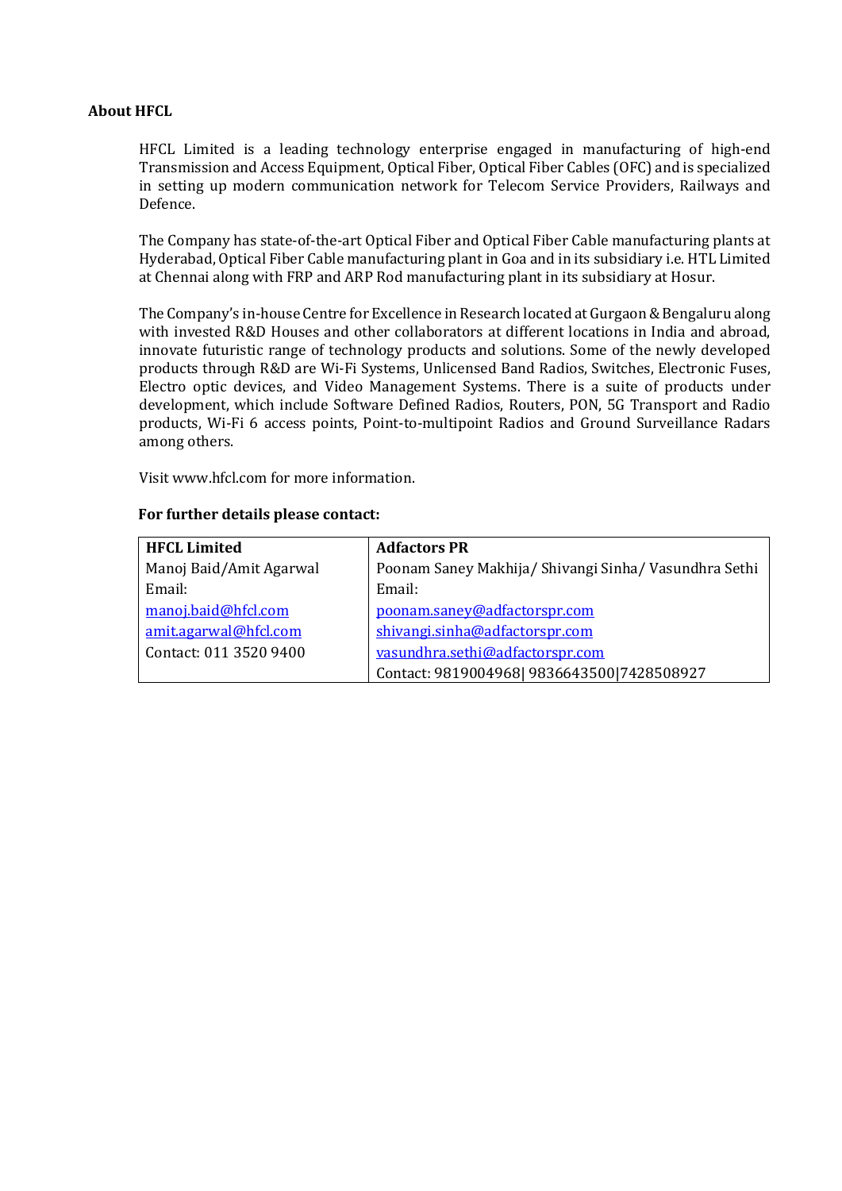**About HFCL**

HFCL Limited is a leading technology enterprise engaged in manufacturing of high-end Transmission and Access Equipment, Optical Fiber, Optical Fiber Cables (OFC) and is specialized in setting up modern communication network for Telecom Service Providers, Railways and Defence.

The Company has state-of-the-art Optical Fiber and Optical Fiber Cable manufacturing plants at Hyderabad, Optical Fiber Cable manufacturing plant in Goa and in its subsidiary i.e. HTL Limited at Chennai along with FRP and ARP Rod manufacturing plant in its subsidiary at Hosur.

The Company's in-house Centre for Excellence in Research located at Gurgaon & Bengaluru along with invested R&D Houses and other collaborators at different locations in India and abroad, innovate futuristic range of technology products and solutions. Some of the newly developed products through R&D are Wi-Fi Systems, Unlicensed Band Radios, Switches, Electronic Fuses, Electro optic devices, and Video Management Systems. There is a suite of products under development, which include Software Defined Radios, Routers, PON, 5G Transport and Radio products, Wi-Fi 6 access points, Point-to-multipoint Radios and Ground Surveillance Radars among others.

Visit www.hfcl.com for more information.

**For further details please contact:**

| **HFCL Limited** | **Adfactors PR** |
|---|---|
| Manoj Baid/Amit Agarwal | Poonam Saney Makhija/ Shivangi Sinha/ Vasundhra Sethi |
| Email: | Email: |
| manoj.baid@hfcl.com | poonam.saney@adfactorspr.com |
| amit.agarwal@hfcl.com | shivangi.sinha@adfactorspr.com |
| Contact: 011 3520 9400 | vasundhra.sethi@adfactorspr.com |
| | Contact: 9819004968\| 9836643500\|7428508927 |